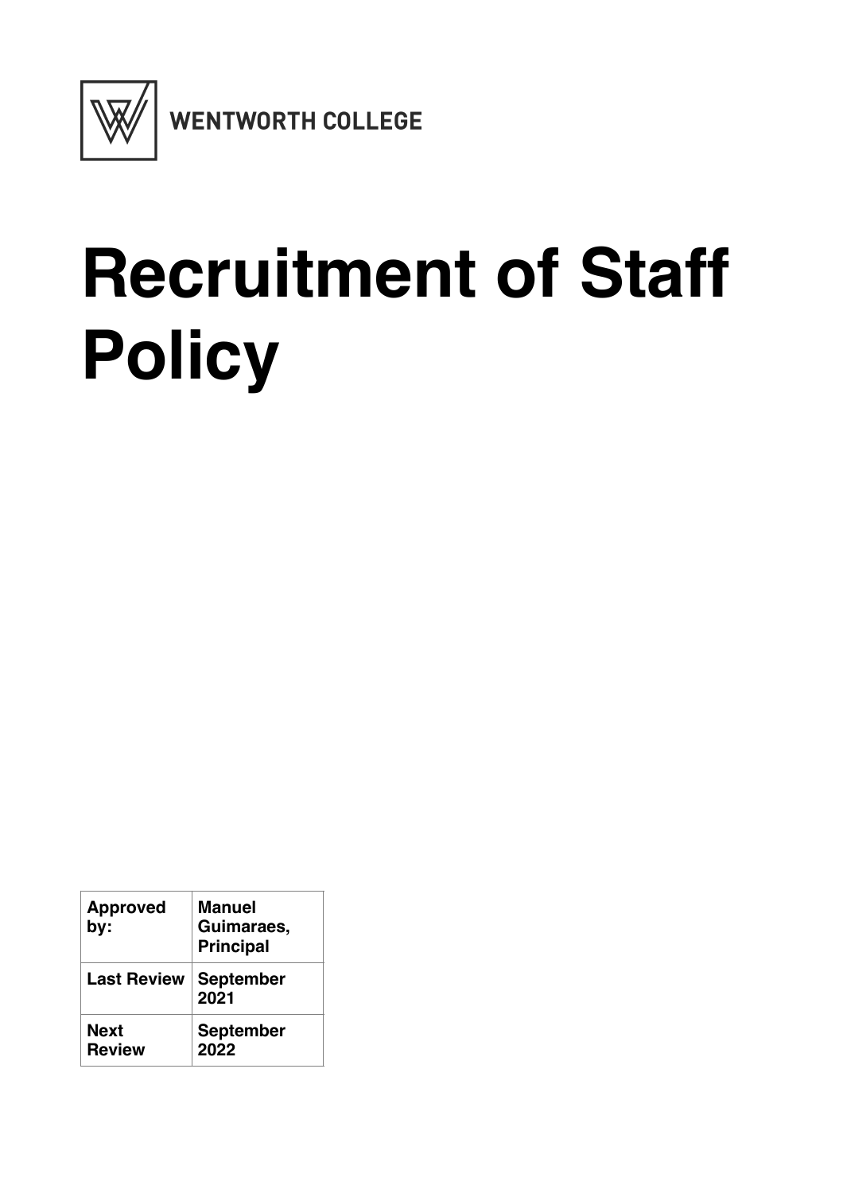WENTWORTH COLLEGE

# Recruitment of Staff Policy

| Approved by: | Manuel Guimaraes, Principal |
| --- | --- |
| Last Review | September 2021 |
| Next Review | September 2022 |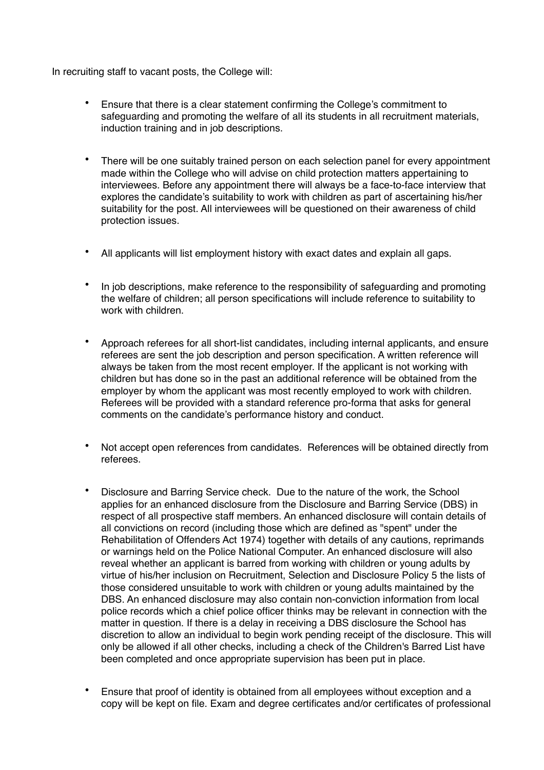In recruiting staff to vacant posts, the College will:

- Ensure that there is a clear statement confirming the College's commitment to safeguarding and promoting the welfare of all its students in all recruitment materials, induction training and in job descriptions.

- There will be one suitably trained person on each selection panel for every appointment made within the College who will advise on child protection matters appertaining to interviewees. Before any appointment there will always be a face-to-face interview that explores the candidate's suitability to work with children as part of ascertaining his/her suitability for the post. All interviewees will be questioned on their awareness of child protection issues.

- All applicants will list employment history with exact dates and explain all gaps.

- In job descriptions, make reference to the responsibility of safeguarding and promoting the welfare of children; all person specifications will include reference to suitability to work with children.

- Approach referees for all short-list candidates, including internal applicants, and ensure referees are sent the job description and person specification. A written reference will always be taken from the most recent employer. If the applicant is not working with children but has done so in the past an additional reference will be obtained from the employer by whom the applicant was most recently employed to work with children. Referees will be provided with a standard reference pro-forma that asks for general comments on the candidate's performance history and conduct.

- Not accept open references from candidates. References will be obtained directly from referees.

- Disclosure and Barring Service check. Due to the nature of the work, the School applies for an enhanced disclosure from the Disclosure and Barring Service (DBS) in respect of all prospective staff members. An enhanced disclosure will contain details of all convictions on record (including those which are defined as "spent" under the Rehabilitation of Offenders Act 1974) together with details of any cautions, reprimands or warnings held on the Police National Computer. An enhanced disclosure will also reveal whether an applicant is barred from working with children or young adults by virtue of his/her inclusion on Recruitment, Selection and Disclosure Policy 5 the lists of those considered unsuitable to work with children or young adults maintained by the DBS. An enhanced disclosure may also contain non-conviction information from local police records which a chief police officer thinks may be relevant in connection with the matter in question. If there is a delay in receiving a DBS disclosure the School has discretion to allow an individual to begin work pending receipt of the disclosure. This will only be allowed if all other checks, including a check of the Children's Barred List have been completed and once appropriate supervision has been put in place.

- Ensure that proof of identity is obtained from all employees without exception and a copy will be kept on file. Exam and degree certificates and/or certificates of professional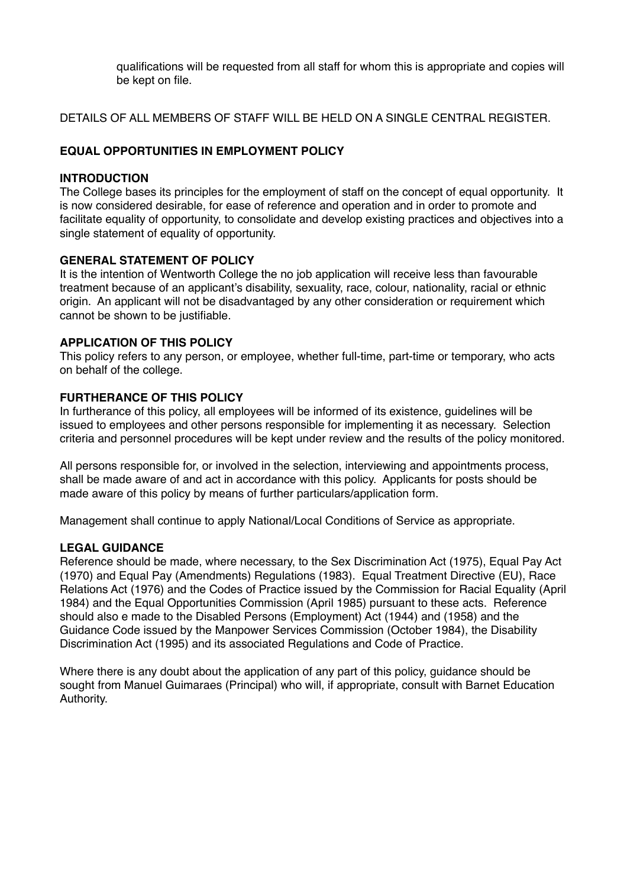qualifications will be requested from all staff for whom this is appropriate and copies will be kept on file.

DETAILS OF ALL MEMBERS OF STAFF WILL BE HELD ON A SINGLE CENTRAL REGISTER.

## EQUAL OPPORTUNITIES IN EMPLOYMENT POLICY

### INTRODUCTION

The College bases its principles for the employment of staff on the concept of equal opportunity. It is now considered desirable, for ease of reference and operation and in order to promote and facilitate equality of opportunity, to consolidate and develop existing practices and objectives into a single statement of equality of opportunity.

### GENERAL STATEMENT OF POLICY

It is the intention of Wentworth College the no job application will receive less than favourable treatment because of an applicant's disability, sexuality, race, colour, nationality, racial or ethnic origin. An applicant will not be disadvantaged by any other consideration or requirement which cannot be shown to be justifiable.

### APPLICATION OF THIS POLICY

This policy refers to any person, or employee, whether full-time, part-time or temporary, who acts on behalf of the college.

### FURTHERANCE OF THIS POLICY

In furtherance of this policy, all employees will be informed of its existence, guidelines will be issued to employees and other persons responsible for implementing it as necessary. Selection criteria and personnel procedures will be kept under review and the results of the policy monitored.

All persons responsible for, or involved in the selection, interviewing and appointments process, shall be made aware of and act in accordance with this policy. Applicants for posts should be made aware of this policy by means of further particulars/application form.

Management shall continue to apply National/Local Conditions of Service as appropriate.

### LEGAL GUIDANCE

Reference should be made, where necessary, to the Sex Discrimination Act (1975), Equal Pay Act (1970) and Equal Pay (Amendments) Regulations (1983). Equal Treatment Directive (EU), Race Relations Act (1976) and the Codes of Practice issued by the Commission for Racial Equality (April 1984) and the Equal Opportunities Commission (April 1985) pursuant to these acts. Reference should also e made to the Disabled Persons (Employment) Act (1944) and (1958) and the Guidance Code issued by the Manpower Services Commission (October 1984), the Disability Discrimination Act (1995) and its associated Regulations and Code of Practice.

Where there is any doubt about the application of any part of this policy, guidance should be sought from Manuel Guimaraes (Principal) who will, if appropriate, consult with Barnet Education Authority.